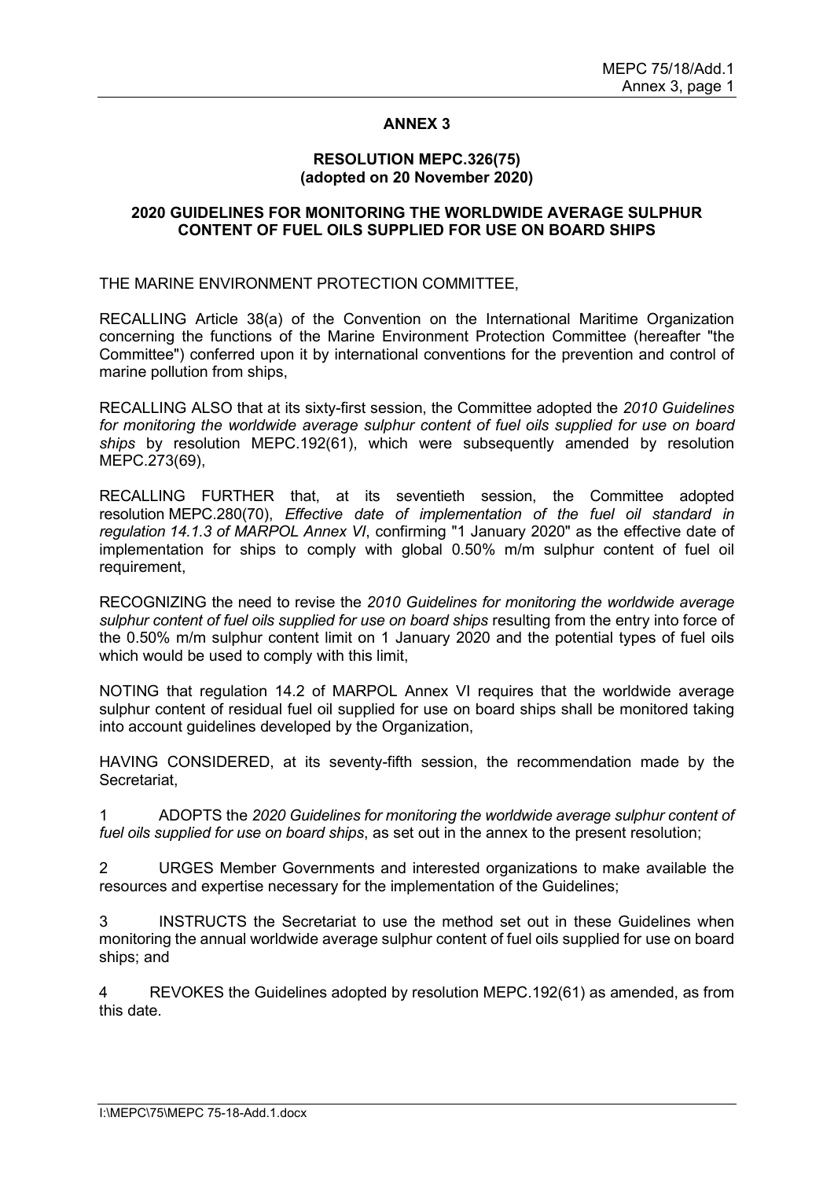# ANNEX 3

## RESOLUTION MEPC.326(75) (adopted on 20 November 2020)

## 2020 GUIDELINES FOR MONITORING THE WORLDWIDE AVERAGE SULPHUR CONTENT OF FUEL OILS SUPPLIED FOR USE ON BOARD SHIPS

THE MARINE ENVIRONMENT PROTECTION COMMITTEE,

RECALLING Article 38(a) of the Convention on the International Maritime Organization concerning the functions of the Marine Environment Protection Committee (hereafter "the Committee") conferred upon it by international conventions for the prevention and control of marine pollution from ships,

RECALLING ALSO that at its sixty-first session, the Committee adopted the *2010 Guidelines for monitoring the worldwide average sulphur content of fuel oils supplied for use on board ships* by resolution MEPC.192(61), which were subsequently amended by resolution MEPC.273(69),

RECALLING FURTHER that, at its seventieth session, the Committee adopted resolution MEPC.280(70), *Effective date of implementation of the fuel oil standard in regulation 14.1.3 of MARPOL Annex VI*, confirming "1 January 2020" as the effective date of implementation for ships to comply with global 0.50% m/m sulphur content of fuel oil requirement,

RECOGNIZING the need to revise the *2010 Guidelines for monitoring the worldwide average sulphur content of fuel oils supplied for use on board ships* resulting from the entry into force of the 0.50% m/m sulphur content limit on 1 January 2020 and the potential types of fuel oils which would be used to comply with this limit,

NOTING that regulation 14.2 of MARPOL Annex VI requires that the worldwide average sulphur content of residual fuel oil supplied for use on board ships shall be monitored taking into account guidelines developed by the Organization,

HAVING CONSIDERED, at its seventy-fifth session, the recommendation made by the Secretariat,

1 ADOPTS the *2020 Guidelines for monitoring the worldwide average sulphur content of fuel oils supplied for use on board ships*, as set out in the annex to the present resolution;

2 URGES Member Governments and interested organizations to make available the resources and expertise necessary for the implementation of the Guidelines;

3 INSTRUCTS the Secretariat to use the method set out in these Guidelines when monitoring the annual worldwide average sulphur content of fuel oils supplied for use on board ships; and

4 REVOKES the Guidelines adopted by resolution MEPC.192(61) as amended, as from this date.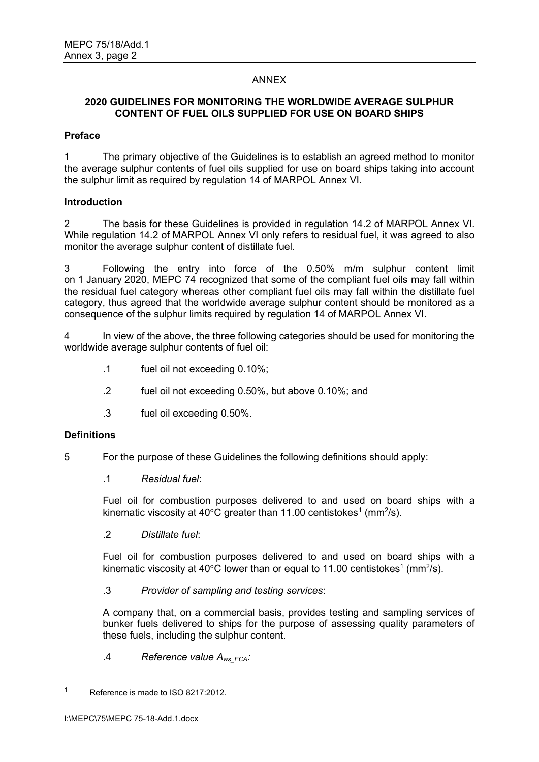ANNEX

## 2020 GUIDELINES FOR MONITORING THE WORLDWIDE AVERAGE SULPHUR CONTENT OF FUEL OILS SUPPLIED FOR USE ON BOARD SHIPS

### Preface

1 The primary objective of the Guidelines is to establish an agreed method to monitor the average sulphur contents of fuel oils supplied for use on board ships taking into account the sulphur limit as required by regulation 14 of MARPOL Annex VI.

### Introduction

2 The basis for these Guidelines is provided in regulation 14.2 of MARPOL Annex VI. While regulation 14.2 of MARPOL Annex VI only refers to residual fuel, it was agreed to also monitor the average sulphur content of distillate fuel.

3 Following the entry into force of the 0.50% m/m sulphur content limit on 1 January 2020, MEPC 74 recognized that some of the compliant fuel oils may fall within the residual fuel category whereas other compliant fuel oils may fall within the distillate fuel category, thus agreed that the worldwide average sulphur content should be monitored as a consequence of the sulphur limits required by regulation 14 of MARPOL Annex VI.

4 In view of the above, the three following categories should be used for monitoring the worldwide average sulphur contents of fuel oil:

.1 fuel oil not exceeding 0.10%;

.2 fuel oil not exceeding 0.50%, but above 0.10%; and

.3 fuel oil exceeding 0.50%.

### Definitions

5 For the purpose of these Guidelines the following definitions should apply:

.1 *Residual fuel*:

Fuel oil for combustion purposes delivered to and used on board ships with a kinematic viscosity at 40°C greater than 11.00 centistokes[1] ($mm^2/s$).

.2 *Distillate fuel*:

Fuel oil for combustion purposes delivered to and used on board ships with a kinematic viscosity at 40°C lower than or equal to 11.00 centistokes[1] ($mm^2/s$).

.3 *Provider of sampling and testing services*:

A company that, on a commercial basis, provides testing and sampling services of bunker fuels delivered to ships for the purpose of assessing quality parameters of these fuels, including the sulphur content.

.4 *Reference value* $A_{ws\_ECA}$*:*

---

[1] Reference is made to ISO 8217:2012.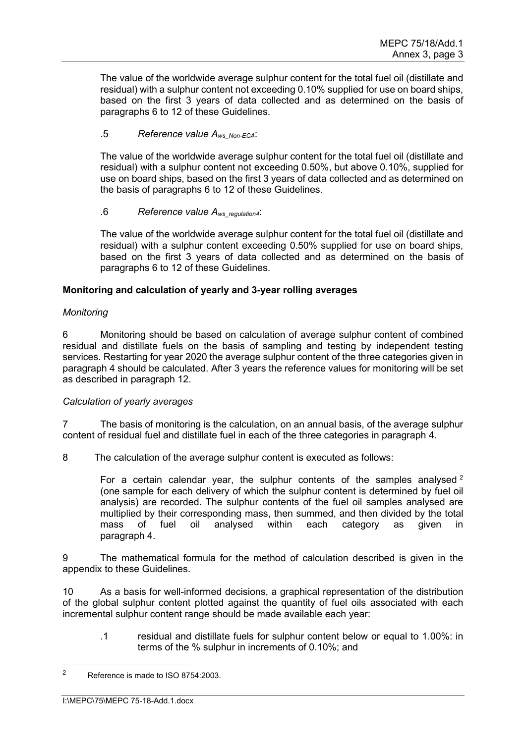The value of the worldwide average sulphur content for the total fuel oil (distillate and residual) with a sulphur content not exceeding 0.10% supplied for use on board ships, based on the first 3 years of data collected and as determined on the basis of paragraphs 6 to 12 of these Guidelines.

.5 *Reference value $A_{ws\_Non\text{-}ECA}$*:

The value of the worldwide average sulphur content for the total fuel oil (distillate and residual) with a sulphur content not exceeding 0.50%, but above 0.10%, supplied for use on board ships, based on the first 3 years of data collected and as determined on the basis of paragraphs 6 to 12 of these Guidelines.

.6 *Reference value $A_{ws\_regulation4}$*:

The value of the worldwide average sulphur content for the total fuel oil (distillate and residual) with a sulphur content exceeding 0.50% supplied for use on board ships, based on the first 3 years of data collected and as determined on the basis of paragraphs 6 to 12 of these Guidelines.

**Monitoring and calculation of yearly and 3-year rolling averages**

*Monitoring*

6 Monitoring should be based on calculation of average sulphur content of combined residual and distillate fuels on the basis of sampling and testing by independent testing services. Restarting for year 2020 the average sulphur content of the three categories given in paragraph 4 should be calculated. After 3 years the reference values for monitoring will be set as described in paragraph 12.

*Calculation of yearly averages*

7 The basis of monitoring is the calculation, on an annual basis, of the average sulphur content of residual fuel and distillate fuel in each of the three categories in paragraph 4.

8 The calculation of the average sulphur content is executed as follows:

For a certain calendar year, the sulphur contents of the samples analysed [2] (one sample for each delivery of which the sulphur content is determined by fuel oil analysis) are recorded. The sulphur contents of the fuel oil samples analysed are multiplied by their corresponding mass, then summed, and then divided by the total mass of fuel oil analysed within each category as given in paragraph 4.

9 The mathematical formula for the method of calculation described is given in the appendix to these Guidelines.

10 As a basis for well-informed decisions, a graphical representation of the distribution of the global sulphur content plotted against the quantity of fuel oils associated with each incremental sulphur content range should be made available each year:

.1 residual and distillate fuels for sulphur content below or equal to 1.00%: in terms of the % sulphur in increments of 0.10%; and

[2] Reference is made to ISO 8754:2003.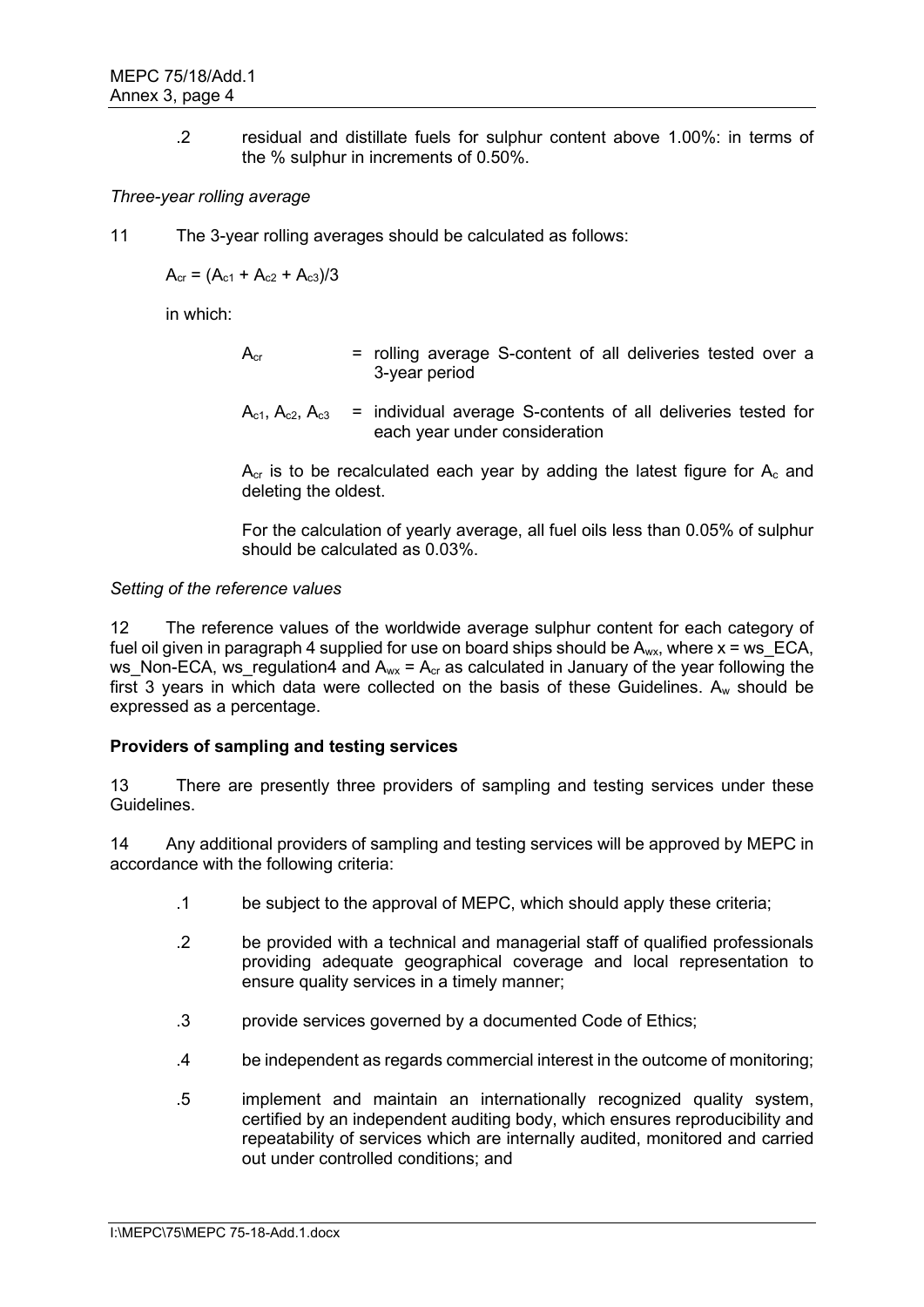.2 residual and distillate fuels for sulphur content above 1.00%: in terms of the % sulphur in increments of 0.50%.

*Three-year rolling average*

11 The 3-year rolling averages should be calculated as follows:

$$A_{cr} = (A_{c1} + A_{c2} + A_{c3})/3$$

in which:

$A_{cr}$ = rolling average S-content of all deliveries tested over a 3-year period

$A_{c1}$, $A_{c2}$, $A_{c3}$ = individual average S-contents of all deliveries tested for each year under consideration

$A_{cr}$ is to be recalculated each year by adding the latest figure for $A_c$ and deleting the oldest.

For the calculation of yearly average, all fuel oils less than 0.05% of sulphur should be calculated as 0.03%.

*Setting of the reference values*

12 The reference values of the worldwide average sulphur content for each category of fuel oil given in paragraph 4 supplied for use on board ships should be $A_{wx}$, where x = ws_ECA, ws_Non-ECA, ws_regulation4 and $A_{wx} = A_{cr}$ as calculated in January of the year following the first 3 years in which data were collected on the basis of these Guidelines. $A_w$ should be expressed as a percentage.

**Providers of sampling and testing services**

13 There are presently three providers of sampling and testing services under these Guidelines.

14 Any additional providers of sampling and testing services will be approved by MEPC in accordance with the following criteria:

.1 be subject to the approval of MEPC, which should apply these criteria;

.2 be provided with a technical and managerial staff of qualified professionals providing adequate geographical coverage and local representation to ensure quality services in a timely manner;

.3 provide services governed by a documented Code of Ethics;

.4 be independent as regards commercial interest in the outcome of monitoring;

.5 implement and maintain an internationally recognized quality system, certified by an independent auditing body, which ensures reproducibility and repeatability of services which are internally audited, monitored and carried out under controlled conditions; and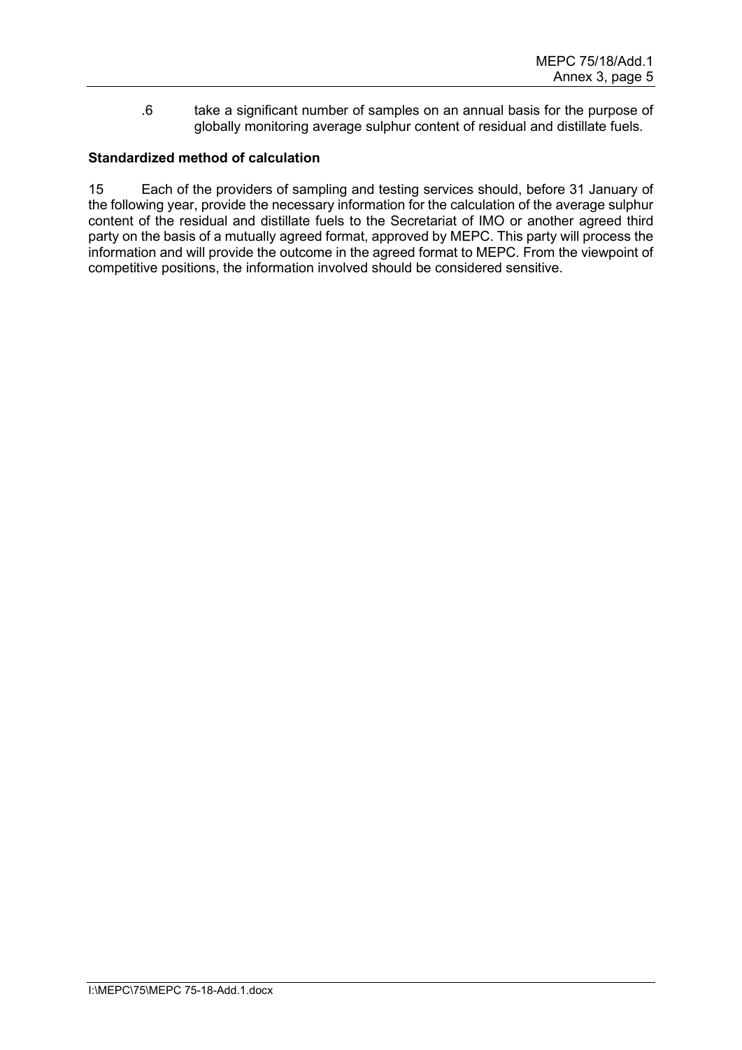.6 take a significant number of samples on an annual basis for the purpose of globally monitoring average sulphur content of residual and distillate fuels.

**Standardized method of calculation**

15 Each of the providers of sampling and testing services should, before 31 January of the following year, provide the necessary information for the calculation of the average sulphur content of the residual and distillate fuels to the Secretariat of IMO or another agreed third party on the basis of a mutually agreed format, approved by MEPC. This party will process the information and will provide the outcome in the agreed format to MEPC. From the viewpoint of competitive positions, the information involved should be considered sensitive.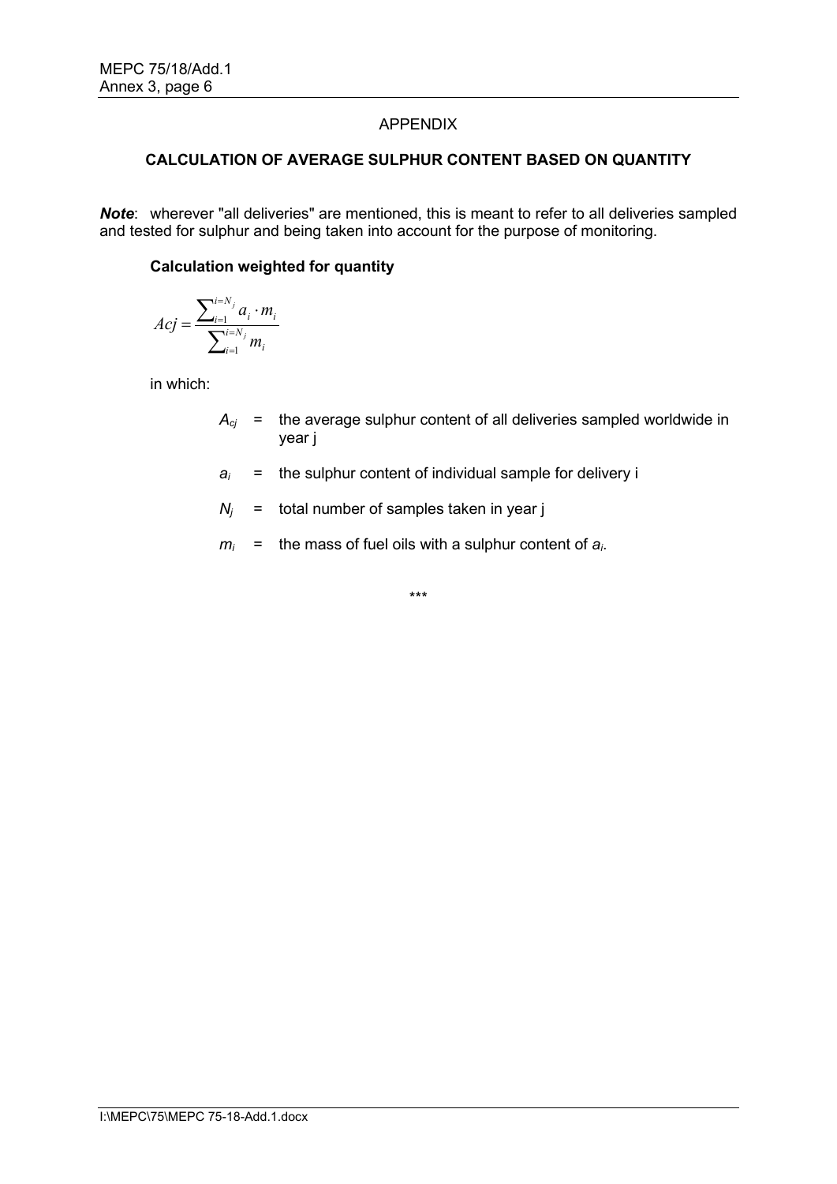## APPENDIX

### CALCULATION OF AVERAGE SULPHUR CONTENT BASED ON QUANTITY

***Note***: wherever "all deliveries" are mentioned, this is meant to refer to all deliveries sampled and tested for sulphur and being taken into account for the purpose of monitoring.

**Calculation weighted for quantity**

$$Acj = \frac{\sum_{i=1}^{i=N_j} a_i \cdot m_i}{\sum_{i=1}^{i=N_j} m_i}$$

in which:

$A_{cj}$ = the average sulphur content of all deliveries sampled worldwide in year j

$a_i$ = the sulphur content of individual sample for delivery i

$N_j$ = total number of samples taken in year j

$m_i$ = the mass of fuel oils with a sulphur content of $a_i$.

\*\*\*